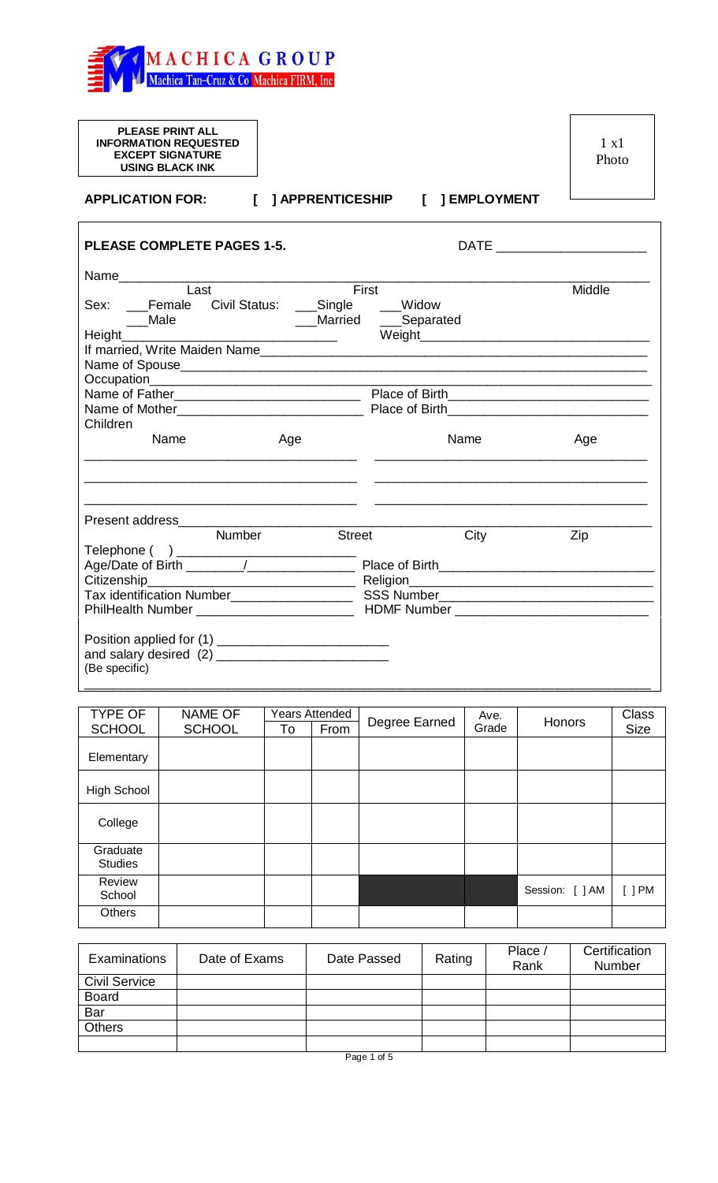**MACHICA GROUP**
Machica Tan-Cruz & Co Machica FIRM, Inc

**PLEASE PRINT ALL INFORMATION REQUESTED EXCEPT SIGNATURE USING BLACK INK**

1 x1 Photo

**APPLICATION FOR:** [ ] APPRENTICESHIP [ ] EMPLOYMENT

**PLEASE COMPLETE PAGES 1-5.**

DATE ____________________

Name_____________________________________________________________________
Last First Middle

Sex: ___Female ___Male

Civil Status: ___Single ___Married ___Widow ___Separated

Height____________________________ Weight______________________________

If married, Write Maiden Name______________________________________________

Name of Spouse_____________________________________________________________

Occupation_________________________________________________________________

Name of Father_________________________ Place of Birth___________________________

Name of Mother_________________________ Place of Birth___________________________

Children

| Name | Age | Name | Age |
|---|---|---|---|
| | | | |
| | | | |
| | | | |

Present address____________________________________________________________
Number Street City Zip

Telephone ( ) ________________________

Age/Date of Birth _______/______________ Place of Birth___________________________

Citizenship_______________________________ Religion________________________________

Tax identification Number________________ SSS Number______________________________

PhilHealth Number _____________________ HDMF Number __________________________

Position applied for (1) _______________________
and salary desired (2) _______________________
(Be specific)

| TYPE OF SCHOOL | NAME OF SCHOOL | Years Attended | | Degree Earned | Ave. Grade | Honors | Class Size |
|---|---|---|---|---|---|---|---|
| | | To | From | | | | |
| Elementary | | | | | | | |
| High School | | | | | | | |
| College | | | | | | | |
| Graduate Studies | | | | | | | |
| Review School | | | | | | Session: [ ] AM | [ ] PM |
| Others | | | | | | | |

| Examinations | Date of Exams | Date Passed | Rating | Place / Rank | Certification Number |
|---|---|---|---|---|---|
| Civil Service | | | | | |
| Board | | | | | |
| Bar | | | | | |
| Others | | | | | |
| | | | | | |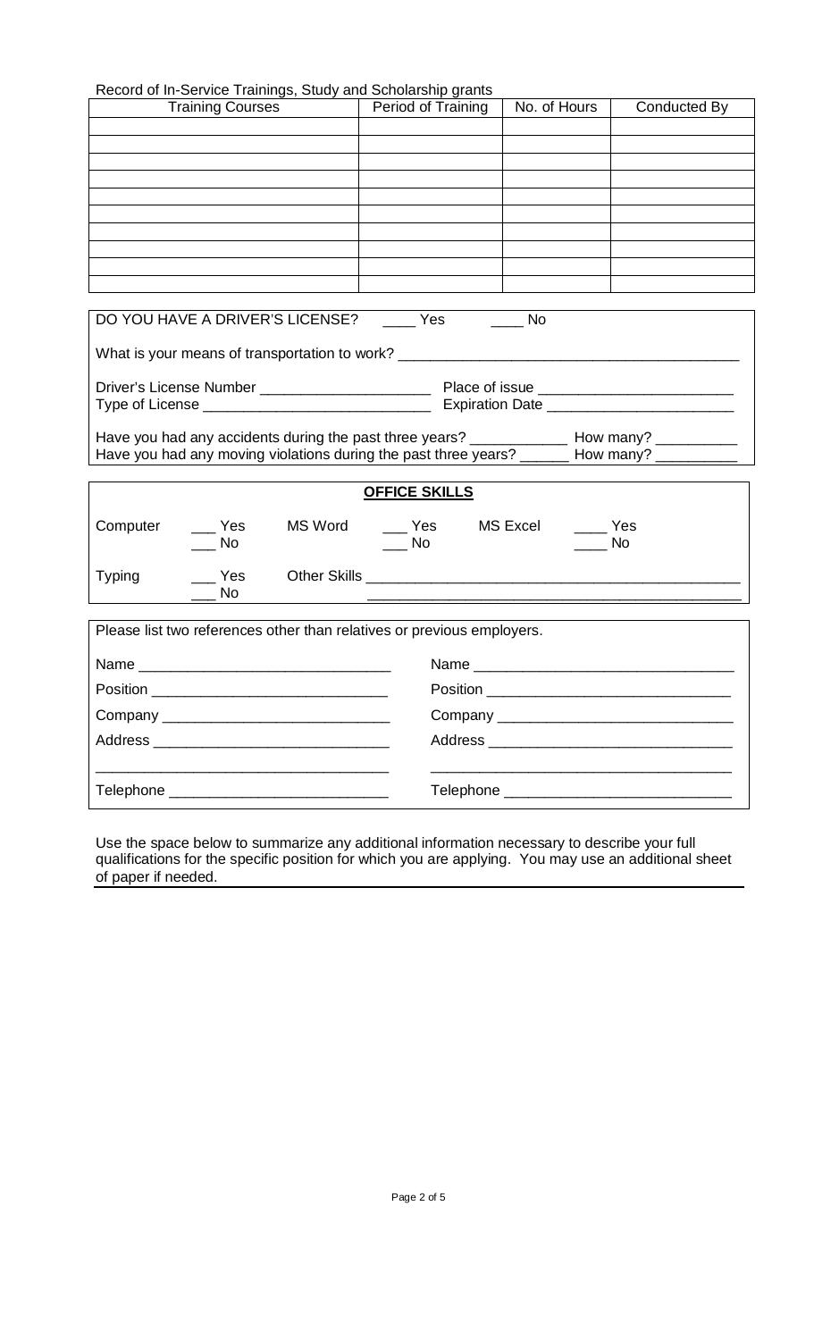Record of In-Service Trainings, Study and Scholarship grants

| Training Courses | Period of Training | No. of Hours | Conducted By |
|---|---|---|---|
| | | | |
| | | | |
| | | | |
| | | | |
| | | | |
| | | | |
| | | | |
| | | | |
| | | | |
| | | | |

DO YOU HAVE A DRIVER'S LICENSE? ____ Yes ____ No

What is your means of transportation to work? ________________________________________

Driver's License Number ____________________ Place of issue ______________________

Type of License ___________________________ Expiration Date _____________________

Have you had any accidents during the past three years? ___________ How many? _________

Have you had any moving violations during the past three years? ______ How many? _________

**OFFICE SKILLS**

Computer ___ Yes ___ No MS Word ___ Yes ___ No MS Excel ____ Yes ____ No

Typing ___ Yes ___ No Other Skills ____________________________________________
____________________________________________

Please list two references other than relatives or previous employers.

Name ______________________________

Position ____________________________

Company ___________________________

Address ____________________________

___________________________________

Telephone __________________________

Name ______________________________

Position ____________________________

Company ___________________________

Address ____________________________

___________________________________

Telephone __________________________

Use the space below to summarize any additional information necessary to describe your full qualifications for the specific position for which you are applying. You may use an additional sheet of paper if needed.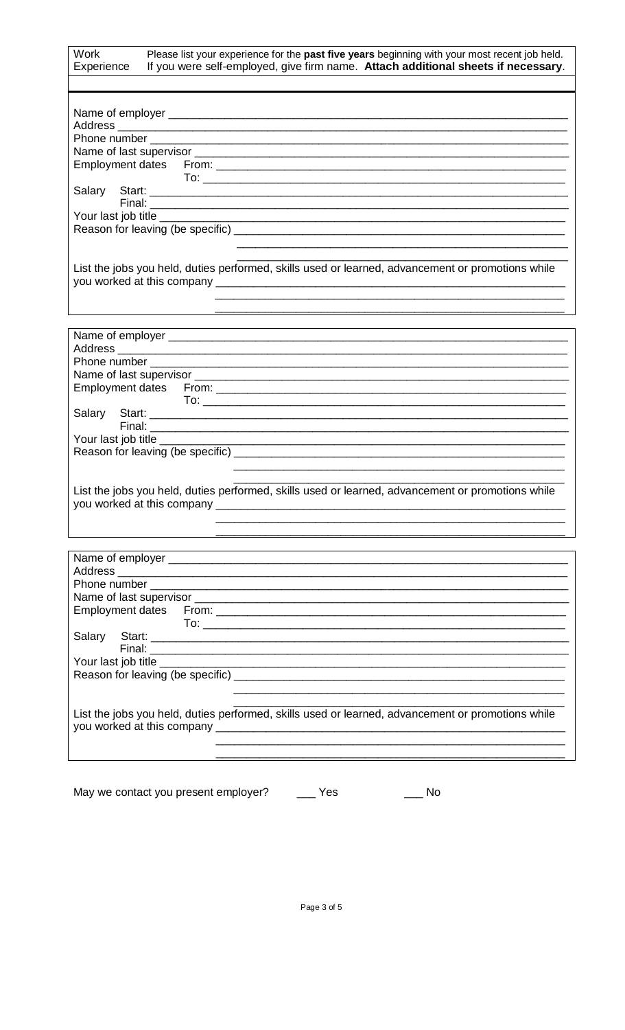| Work Experience | Please list your experience for the **past five years** beginning with your most recent job held. If you were self-employed, give firm name. **Attach additional sheets if necessary**. |
|---|---|

Name of employer \_\_\_\_\_\_\_\_\_\_\_\_\_\_\_\_\_\_\_\_\_\_\_\_\_\_\_\_\_\_\_\_\_\_\_\_\_\_\_\_\_\_\_\_\_\_\_\_\_\_\_\_\_\_\_\_\_\_\_\_\_\_

Address \_\_\_\_\_\_\_\_\_\_\_\_\_\_\_\_\_\_\_\_\_\_\_\_\_\_\_\_\_\_\_\_\_\_\_\_\_\_\_\_\_\_\_\_\_\_\_\_\_\_\_\_\_\_\_\_\_\_\_\_\_\_\_\_\_\_\_\_

Phone number \_\_\_\_\_\_\_\_\_\_\_\_\_\_\_\_\_\_\_\_\_\_\_\_\_\_\_\_\_\_\_\_\_\_\_\_\_\_\_\_\_\_\_\_\_\_\_\_\_\_\_\_\_\_\_\_\_\_\_\_\_\_\_\_

Name of last supervisor \_\_\_\_\_\_\_\_\_\_\_\_\_\_\_\_\_\_\_\_\_\_\_\_\_\_\_\_\_\_\_\_\_\_\_\_\_\_\_\_\_\_\_\_\_\_\_\_\_\_\_\_\_\_\_\_\_

Employment dates From: \_\_\_\_\_\_\_\_\_\_\_\_\_\_\_\_\_\_\_\_\_\_\_\_\_\_\_\_\_\_\_\_\_\_\_\_\_\_\_\_\_\_\_\_\_\_\_\_\_\_\_\_\_\_\_

To: \_\_\_\_\_\_\_\_\_\_\_\_\_\_\_\_\_\_\_\_\_\_\_\_\_\_\_\_\_\_\_\_\_\_\_\_\_\_\_\_\_\_\_\_\_\_\_\_\_\_\_\_\_\_\_\_\_

Salary Start: \_\_\_\_\_\_\_\_\_\_\_\_\_\_\_\_\_\_\_\_\_\_\_\_\_\_\_\_\_\_\_\_\_\_\_\_\_\_\_\_\_\_\_\_\_\_\_\_\_\_\_\_\_\_\_\_\_\_\_\_\_\_\_\_\_

Final: \_\_\_\_\_\_\_\_\_\_\_\_\_\_\_\_\_\_\_\_\_\_\_\_\_\_\_\_\_\_\_\_\_\_\_\_\_\_\_\_\_\_\_\_\_\_\_\_\_\_\_\_\_\_\_\_\_\_\_\_\_\_\_\_\_

Your last job title \_\_\_\_\_\_\_\_\_\_\_\_\_\_\_\_\_\_\_\_\_\_\_\_\_\_\_\_\_\_\_\_\_\_\_\_\_\_\_\_\_\_\_\_\_\_\_\_\_\_\_\_\_\_\_\_\_\_\_\_\_

Reason for leaving (be specific) \_\_\_\_\_\_\_\_\_\_\_\_\_\_\_\_\_\_\_\_\_\_\_\_\_\_\_\_\_\_\_\_\_\_\_\_\_\_\_\_\_\_\_\_\_\_\_\_\_\_

\_\_\_\_\_\_\_\_\_\_\_\_\_\_\_\_\_\_\_\_\_\_\_\_\_\_\_\_\_\_\_\_\_\_\_\_\_\_\_\_\_\_\_\_\_\_\_\_\_\_\_

\_\_\_\_\_\_\_\_\_\_\_\_\_\_\_\_\_\_\_\_\_\_\_\_\_\_\_\_\_\_\_\_\_\_\_\_\_\_\_\_\_\_\_\_\_\_\_\_\_\_\_

List the jobs you held, duties performed, skills used or learned, advancement or promotions while you worked at this company \_\_\_\_\_\_\_\_\_\_\_\_\_\_\_\_\_\_\_\_\_\_\_\_\_\_\_\_\_\_\_\_\_\_\_\_\_\_\_\_\_\_\_\_\_\_\_\_\_\_\_\_\_\_\_\_

\_\_\_\_\_\_\_\_\_\_\_\_\_\_\_\_\_\_\_\_\_\_\_\_\_\_\_\_\_\_\_\_\_\_\_\_\_\_\_\_\_\_\_\_\_\_\_\_\_\_\_

\_\_\_\_\_\_\_\_\_\_\_\_\_\_\_\_\_\_\_\_\_\_\_\_\_\_\_\_\_\_\_\_\_\_\_\_\_\_\_\_\_\_\_\_\_\_\_\_\_\_\_

---

Name of employer \_\_\_\_\_\_\_\_\_\_\_\_\_\_\_\_\_\_\_\_\_\_\_\_\_\_\_\_\_\_\_\_\_\_\_\_\_\_\_\_\_\_\_\_\_\_\_\_\_\_\_\_\_\_\_\_\_\_\_\_\_\_

Address \_\_\_\_\_\_\_\_\_\_\_\_\_\_\_\_\_\_\_\_\_\_\_\_\_\_\_\_\_\_\_\_\_\_\_\_\_\_\_\_\_\_\_\_\_\_\_\_\_\_\_\_\_\_\_\_\_\_\_\_\_\_\_\_\_\_\_\_

Phone number \_\_\_\_\_\_\_\_\_\_\_\_\_\_\_\_\_\_\_\_\_\_\_\_\_\_\_\_\_\_\_\_\_\_\_\_\_\_\_\_\_\_\_\_\_\_\_\_\_\_\_\_\_\_\_\_\_\_\_\_\_\_\_\_

Name of last supervisor \_\_\_\_\_\_\_\_\_\_\_\_\_\_\_\_\_\_\_\_\_\_\_\_\_\_\_\_\_\_\_\_\_\_\_\_\_\_\_\_\_\_\_\_\_\_\_\_\_\_\_\_\_\_\_\_\_

Employment dates From: \_\_\_\_\_\_\_\_\_\_\_\_\_\_\_\_\_\_\_\_\_\_\_\_\_\_\_\_\_\_\_\_\_\_\_\_\_\_\_\_\_\_\_\_\_\_\_\_\_\_\_\_\_\_\_

To: \_\_\_\_\_\_\_\_\_\_\_\_\_\_\_\_\_\_\_\_\_\_\_\_\_\_\_\_\_\_\_\_\_\_\_\_\_\_\_\_\_\_\_\_\_\_\_\_\_\_\_\_\_\_\_\_\_

Salary Start: \_\_\_\_\_\_\_\_\_\_\_\_\_\_\_\_\_\_\_\_\_\_\_\_\_\_\_\_\_\_\_\_\_\_\_\_\_\_\_\_\_\_\_\_\_\_\_\_\_\_\_\_\_\_\_\_\_\_\_\_\_\_\_\_\_

Final: \_\_\_\_\_\_\_\_\_\_\_\_\_\_\_\_\_\_\_\_\_\_\_\_\_\_\_\_\_\_\_\_\_\_\_\_\_\_\_\_\_\_\_\_\_\_\_\_\_\_\_\_\_\_\_\_\_\_\_\_\_\_\_\_\_

Your last job title \_\_\_\_\_\_\_\_\_\_\_\_\_\_\_\_\_\_\_\_\_\_\_\_\_\_\_\_\_\_\_\_\_\_\_\_\_\_\_\_\_\_\_\_\_\_\_\_\_\_\_\_\_\_\_\_\_\_\_\_\_

Reason for leaving (be specific) \_\_\_\_\_\_\_\_\_\_\_\_\_\_\_\_\_\_\_\_\_\_\_\_\_\_\_\_\_\_\_\_\_\_\_\_\_\_\_\_\_\_\_\_\_\_\_\_\_\_

\_\_\_\_\_\_\_\_\_\_\_\_\_\_\_\_\_\_\_\_\_\_\_\_\_\_\_\_\_\_\_\_\_\_\_\_\_\_\_\_\_\_\_\_\_\_\_\_\_\_\_

\_\_\_\_\_\_\_\_\_\_\_\_\_\_\_\_\_\_\_\_\_\_\_\_\_\_\_\_\_\_\_\_\_\_\_\_\_\_\_\_\_\_\_\_\_\_\_\_\_\_\_

List the jobs you held, duties performed, skills used or learned, advancement or promotions while you worked at this company \_\_\_\_\_\_\_\_\_\_\_\_\_\_\_\_\_\_\_\_\_\_\_\_\_\_\_\_\_\_\_\_\_\_\_\_\_\_\_\_\_\_\_\_\_\_\_\_\_\_\_\_\_\_\_\_

\_\_\_\_\_\_\_\_\_\_\_\_\_\_\_\_\_\_\_\_\_\_\_\_\_\_\_\_\_\_\_\_\_\_\_\_\_\_\_\_\_\_\_\_\_\_\_\_\_\_\_

\_\_\_\_\_\_\_\_\_\_\_\_\_\_\_\_\_\_\_\_\_\_\_\_\_\_\_\_\_\_\_\_\_\_\_\_\_\_\_\_\_\_\_\_\_\_\_\_\_\_\_

---

Name of employer \_\_\_\_\_\_\_\_\_\_\_\_\_\_\_\_\_\_\_\_\_\_\_\_\_\_\_\_\_\_\_\_\_\_\_\_\_\_\_\_\_\_\_\_\_\_\_\_\_\_\_\_\_\_\_\_\_\_\_\_\_\_

Address \_\_\_\_\_\_\_\_\_\_\_\_\_\_\_\_\_\_\_\_\_\_\_\_\_\_\_\_\_\_\_\_\_\_\_\_\_\_\_\_\_\_\_\_\_\_\_\_\_\_\_\_\_\_\_\_\_\_\_\_\_\_\_\_\_\_\_\_

Phone number \_\_\_\_\_\_\_\_\_\_\_\_\_\_\_\_\_\_\_\_\_\_\_\_\_\_\_\_\_\_\_\_\_\_\_\_\_\_\_\_\_\_\_\_\_\_\_\_\_\_\_\_\_\_\_\_\_\_\_\_\_\_\_\_

Name of last supervisor \_\_\_\_\_\_\_\_\_\_\_\_\_\_\_\_\_\_\_\_\_\_\_\_\_\_\_\_\_\_\_\_\_\_\_\_\_\_\_\_\_\_\_\_\_\_\_\_\_\_\_\_\_\_\_\_\_

Employment dates From: \_\_\_\_\_\_\_\_\_\_\_\_\_\_\_\_\_\_\_\_\_\_\_\_\_\_\_\_\_\_\_\_\_\_\_\_\_\_\_\_\_\_\_\_\_\_\_\_\_\_\_\_\_\_\_

To: \_\_\_\_\_\_\_\_\_\_\_\_\_\_\_\_\_\_\_\_\_\_\_\_\_\_\_\_\_\_\_\_\_\_\_\_\_\_\_\_\_\_\_\_\_\_\_\_\_\_\_\_\_\_\_\_\_

Salary Start: \_\_\_\_\_\_\_\_\_\_\_\_\_\_\_\_\_\_\_\_\_\_\_\_\_\_\_\_\_\_\_\_\_\_\_\_\_\_\_\_\_\_\_\_\_\_\_\_\_\_\_\_\_\_\_\_\_\_\_\_\_\_\_\_\_

Final: \_\_\_\_\_\_\_\_\_\_\_\_\_\_\_\_\_\_\_\_\_\_\_\_\_\_\_\_\_\_\_\_\_\_\_\_\_\_\_\_\_\_\_\_\_\_\_\_\_\_\_\_\_\_\_\_\_\_\_\_\_\_\_\_\_

Your last job title \_\_\_\_\_\_\_\_\_\_\_\_\_\_\_\_\_\_\_\_\_\_\_\_\_\_\_\_\_\_\_\_\_\_\_\_\_\_\_\_\_\_\_\_\_\_\_\_\_\_\_\_\_\_\_\_\_\_\_\_\_

Reason for leaving (be specific) \_\_\_\_\_\_\_\_\_\_\_\_\_\_\_\_\_\_\_\_\_\_\_\_\_\_\_\_\_\_\_\_\_\_\_\_\_\_\_\_\_\_\_\_\_\_\_\_\_\_

\_\_\_\_\_\_\_\_\_\_\_\_\_\_\_\_\_\_\_\_\_\_\_\_\_\_\_\_\_\_\_\_\_\_\_\_\_\_\_\_\_\_\_\_\_\_\_\_\_\_\_

\_\_\_\_\_\_\_\_\_\_\_\_\_\_\_\_\_\_\_\_\_\_\_\_\_\_\_\_\_\_\_\_\_\_\_\_\_\_\_\_\_\_\_\_\_\_\_\_\_\_\_

List the jobs you held, duties performed, skills used or learned, advancement or promotions while you worked at this company \_\_\_\_\_\_\_\_\_\_\_\_\_\_\_\_\_\_\_\_\_\_\_\_\_\_\_\_\_\_\_\_\_\_\_\_\_\_\_\_\_\_\_\_\_\_\_\_\_\_\_\_\_\_\_\_

\_\_\_\_\_\_\_\_\_\_\_\_\_\_\_\_\_\_\_\_\_\_\_\_\_\_\_\_\_\_\_\_\_\_\_\_\_\_\_\_\_\_\_\_\_\_\_\_\_\_\_

\_\_\_\_\_\_\_\_\_\_\_\_\_\_\_\_\_\_\_\_\_\_\_\_\_\_\_\_\_\_\_\_\_\_\_\_\_\_\_\_\_\_\_\_\_\_\_\_\_\_\_

---

May we contact you present employer? \_\_\_ Yes \_\_\_ No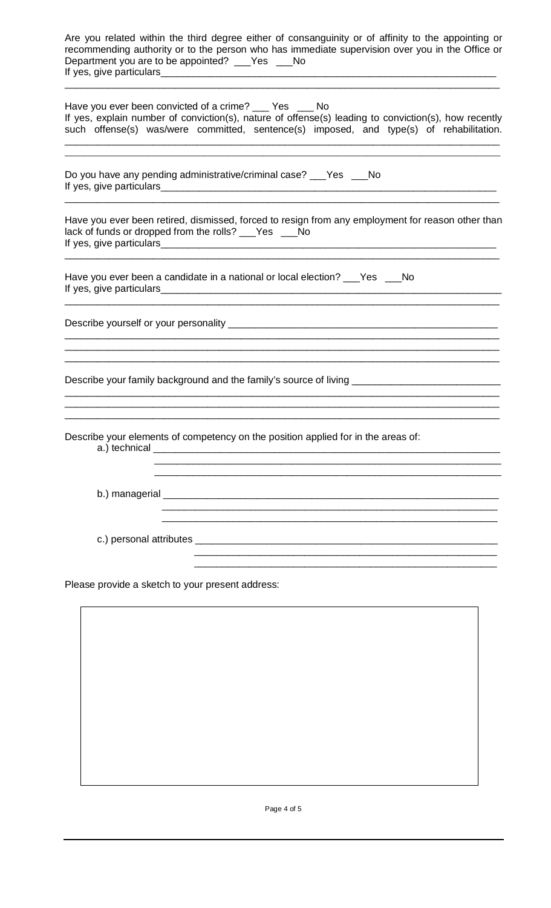Are you related within the third degree either of consanguinity or of affinity to the appointing or recommending authority or to the person who has immediate supervision over you in the Office or Department you are to be appointed? ___Yes ___No
If yes, give particulars_______________________________________________________________
_____________________________________________________________________________

Have you ever been convicted of a crime? ___ Yes ___ No
If yes, explain number of conviction(s), nature of offense(s) leading to conviction(s), how recently such offense(s) was/were committed, sentence(s) imposed, and type(s) of rehabilitation.
_____________________________________________________________________________
_____________________________________________________________________________

Do you have any pending administrative/criminal case? ___Yes ___No
If yes, give particulars_______________________________________________________________
_____________________________________________________________________________

Have you ever been retired, dismissed, forced to resign from any employment for reason other than lack of funds or dropped from the rolls? ___Yes ___No
If yes, give particulars_______________________________________________________________
_____________________________________________________________________________

Have you ever been a candidate in a national or local election? ___Yes ___No
If yes, give particulars_______________________________________________________________
_____________________________________________________________________________

Describe yourself or your personality ___________________________________________________
_____________________________________________________________________________
_____________________________________________________________________________
_____________________________________________________________________________

Describe your family background and the family's source of living __________________________
_____________________________________________________________________________
_____________________________________________________________________________
_____________________________________________________________________________

Describe your elements of competency on the position applied for in the areas of:

a.) technical _______________________________________________________________
_______________________________________________________________
_______________________________________________________________

b.) managerial _______________________________________________________________
_______________________________________________________________
_______________________________________________________________

c.) personal attributes _______________________________________________________
_______________________________________________________
_______________________________________________________

Please provide a sketch to your present address: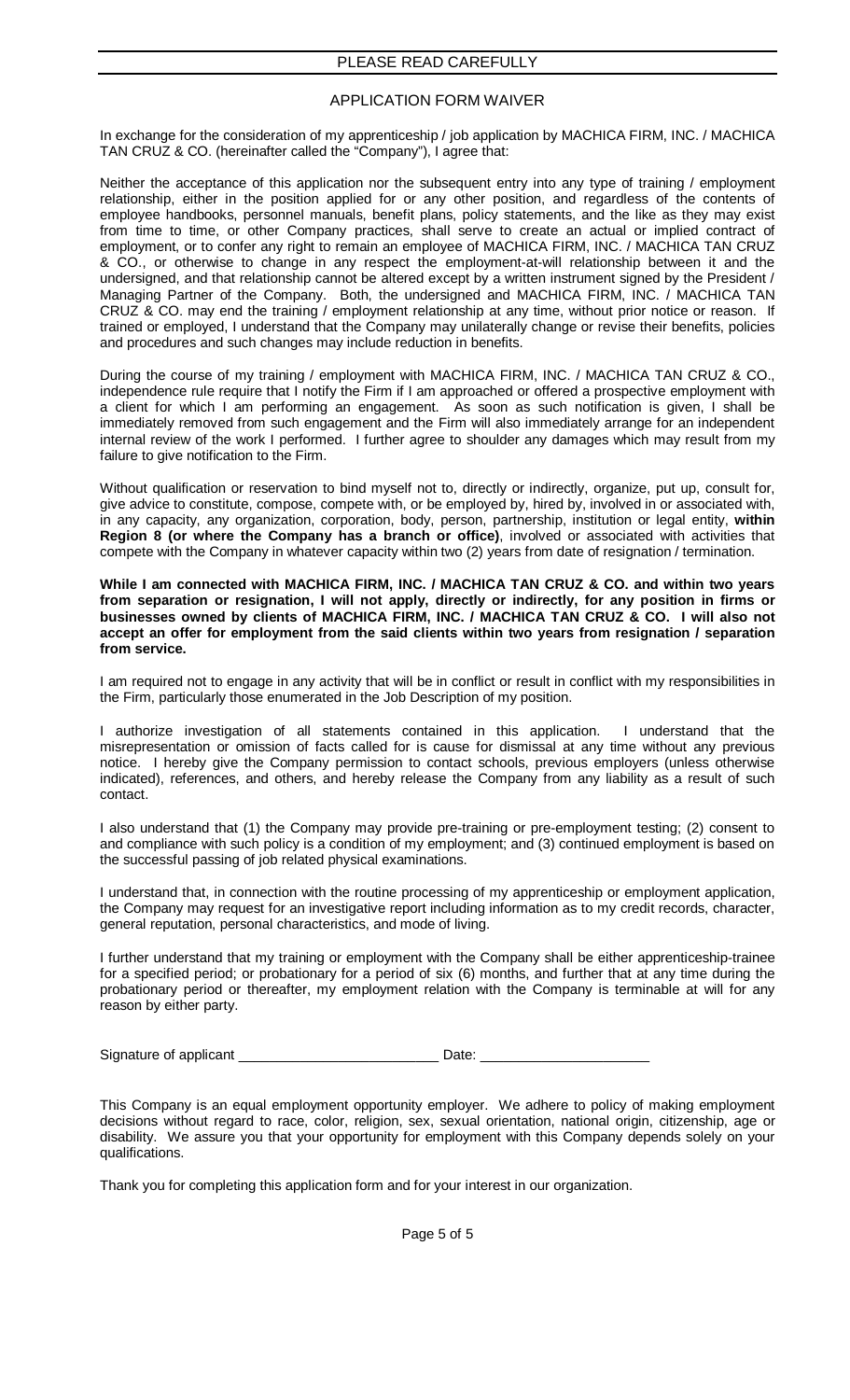PLEASE READ CAREFULLY

## APPLICATION FORM WAIVER

In exchange for the consideration of my apprenticeship / job application by MACHICA FIRM, INC. / MACHICA TAN CRUZ & CO. (hereinafter called the "Company"), I agree that:

Neither the acceptance of this application nor the subsequent entry into any type of training / employment relationship, either in the position applied for or any other position, and regardless of the contents of employee handbooks, personnel manuals, benefit plans, policy statements, and the like as they may exist from time to time, or other Company practices, shall serve to create an actual or implied contract of employment, or to confer any right to remain an employee of MACHICA FIRM, INC. / MACHICA TAN CRUZ & CO., or otherwise to change in any respect the employment-at-will relationship between it and the undersigned, and that relationship cannot be altered except by a written instrument signed by the President / Managing Partner of the Company. Both, the undersigned and MACHICA FIRM, INC. / MACHICA TAN CRUZ & CO. may end the training / employment relationship at any time, without prior notice or reason. If trained or employed, I understand that the Company may unilaterally change or revise their benefits, policies and procedures and such changes may include reduction in benefits.

During the course of my training / employment with MACHICA FIRM, INC. / MACHICA TAN CRUZ & CO., independence rule require that I notify the Firm if I am approached or offered a prospective employment with a client for which I am performing an engagement. As soon as such notification is given, I shall be immediately removed from such engagement and the Firm will also immediately arrange for an independent internal review of the work I performed. I further agree to shoulder any damages which may result from my failure to give notification to the Firm.

Without qualification or reservation to bind myself not to, directly or indirectly, organize, put up, consult for, give advice to constitute, compose, compete with, or be employed by, hired by, involved in or associated with, in any capacity, any organization, corporation, body, person, partnership, institution or legal entity, **within Region 8 (or where the Company has a branch or office)**, involved or associated with activities that compete with the Company in whatever capacity within two (2) years from date of resignation / termination.

**While I am connected with MACHICA FIRM, INC. / MACHICA TAN CRUZ & CO. and within two years from separation or resignation, I will not apply, directly or indirectly, for any position in firms or businesses owned by clients of MACHICA FIRM, INC. / MACHICA TAN CRUZ & CO. I will also not accept an offer for employment from the said clients within two years from resignation / separation from service.**

I am required not to engage in any activity that will be in conflict or result in conflict with my responsibilities in the Firm, particularly those enumerated in the Job Description of my position.

I authorize investigation of all statements contained in this application. I understand that the misrepresentation or omission of facts called for is cause for dismissal at any time without any previous notice. I hereby give the Company permission to contact schools, previous employers (unless otherwise indicated), references, and others, and hereby release the Company from any liability as a result of such contact.

I also understand that (1) the Company may provide pre-training or pre-employment testing; (2) consent to and compliance with such policy is a condition of my employment; and (3) continued employment is based on the successful passing of job related physical examinations.

I understand that, in connection with the routine processing of my apprenticeship or employment application, the Company may request for an investigative report including information as to my credit records, character, general reputation, personal characteristics, and mode of living.

I further understand that my training or employment with the Company shall be either apprenticeship-trainee for a specified period; or probationary for a period of six (6) months, and further that at any time during the probationary period or thereafter, my employment relation with the Company is terminable at will for any reason by either party.

Signature of applicant ________________________ Date: ____________________

This Company is an equal employment opportunity employer. We adhere to policy of making employment decisions without regard to race, color, religion, sex, sexual orientation, national origin, citizenship, age or disability. We assure you that your opportunity for employment with this Company depends solely on your qualifications.

Thank you for completing this application form and for your interest in our organization.